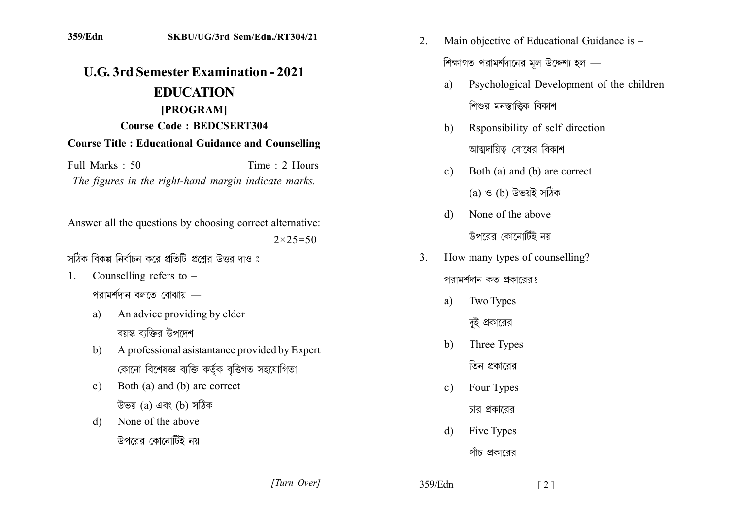359/Edn SKBU/UG/3rd Sem/Edn./RT304/21

# U.G. 3rd Semester Examination - 2021

## EDUCATION

### [PROGRAM]

**Course Code : BEDCSERT304**

**Course Title : Educational Guidance and Counselling**

Full Marks : 50 Time : 2 Hours

*The figures in the right-hand margin indicate marks.*

Answer all the questions by choosing correct alternative: $2\times25=50$

সঠিক বিকল্প নির্বাচন করে প্রতিটি প্রশ্নের উত্তর দাও ঃ

1. Counselling refers to –

   পরামর্শদান বলতে বোঝায় —

   a) An advice providing by elder

      বয়স্ক ব্যক্তির উপদেশ

   b) A professional asistantance provided by Expert

      কোনো বিশেষজ্ঞ ব্যক্তি কর্তৃক বৃত্তিগত সহযোগিতা

   c) Both (a) and (b) are correct

      উভয় (a) এবং (b) সঠিক

   d) None of the above

      উপরের কোনোটিই নয়

2. Main objective of Educational Guidance is –

   শিক্ষাগত পরামর্শদানের মূল উদ্দেশ্য হল —

   a) Psychological Development of the children

      শিশুর মনস্তাত্ত্বিক বিকাশ

   b) Rsponsibility of self direction

      আত্মদায়িত্ব বোধের বিকাশ

   c) Both (a) and (b) are correct

      (a) ও (b) উভয়ই সঠিক

   d) None of the above

      উপরের কোনোটিই নয়

3. How many types of counselling?

   পরামর্শদান কত প্রকারের?

   a) Two Types

      দুই প্রকারের

   b) Three Types

      তিন প্রকারের

   c) Four Types

      চার প্রকারের

   d) Five Types

      পাঁচ প্রকারের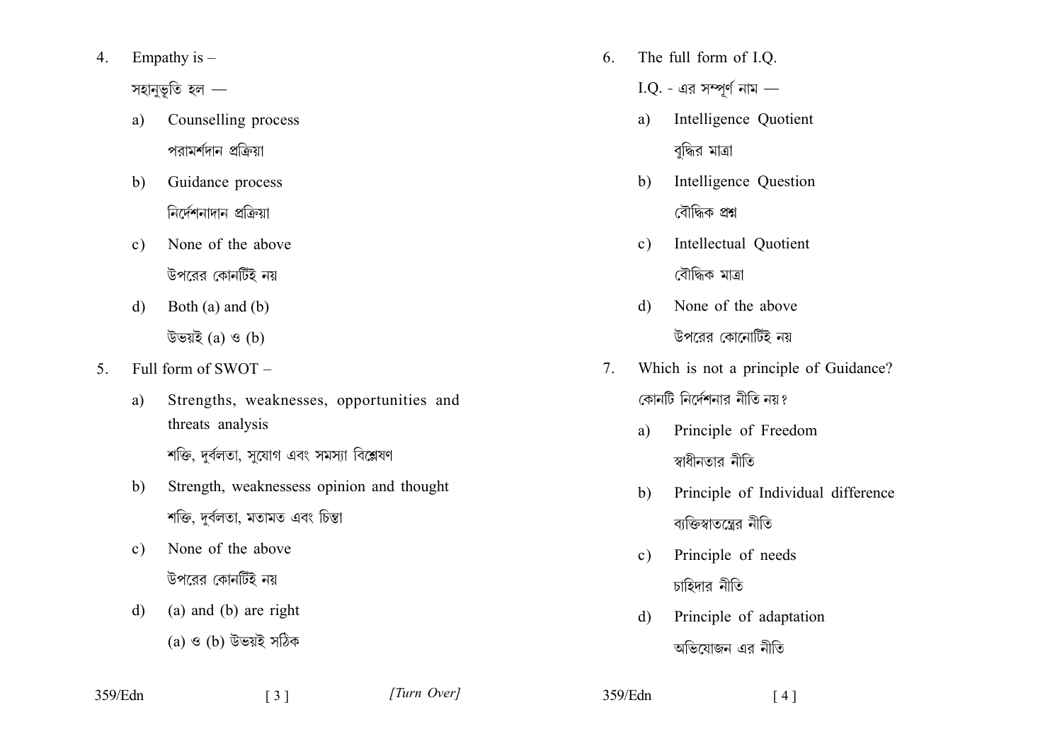4. Empathy is –

   সহানুভূতি হল —

   a) Counselling process

      পরামর্শদান প্রক্রিয়া

   b) Guidance process

      নির্দেশনাদান প্রক্রিয়া

   c) None of the above

      উপরের কোনটিই নয়

   d) Both (a) and (b)

      উভয়ই (a) ও (b)

5. Full form of SWOT –

   a) Strengths, weaknesses, opportunities and threats analysis

      শক্তি, দুর্বলতা, সুযোগ এবং সমস্যা বিশ্লেষণ

   b) Strength, weaknessess opinion and thought

      শক্তি, দুর্বলতা, মতামত এবং চিন্তা

   c) None of the above

      উপরের কোনটিই নয়

   d) (a) and (b) are right

      (a) ও (b) উভয়ই সঠিক

6. The full form of I.Q.

   I.Q. - এর সম্পূর্ণ নাম —

   a) Intelligence Quotient

      বুদ্ধির মাত্রা

   b) Intelligence Question

      বৌদ্ধিক প্রশ্ন

   c) Intellectual Quotient

      বৌদ্ধিক মাত্রা

   d) None of the above

      উপরের কোনোটিই নয়

7. Which is not a principle of Guidance?

   কোনটি নির্দেশনার নীতি নয়?

   a) Principle of Freedom

      স্বাধীনতার নীতি

   b) Principle of Individual difference

      ব্যক্তিস্বাতন্ত্রের নীতি

   c) Principle of needs

      চাহিদার নীতি

   d) Principle of adaptation

      অভিযোজন এর নীতি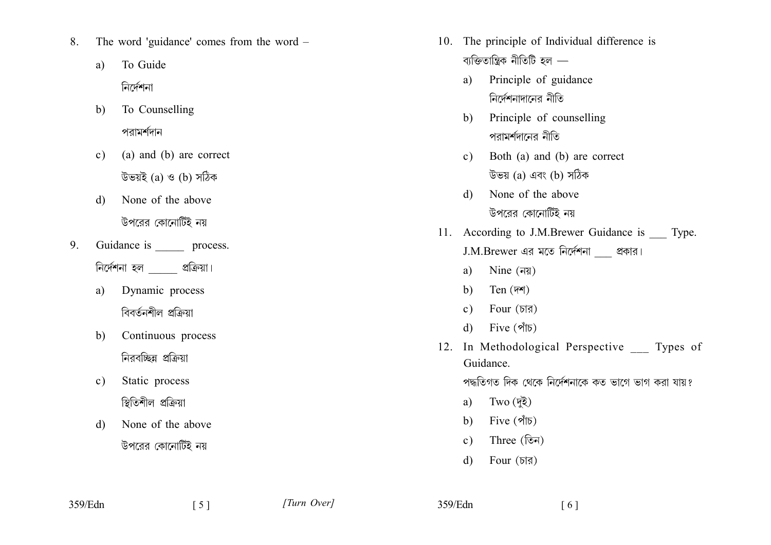8. The word 'guidance' comes from the word –

   a) To Guide
      নির্দেশনা

   b) To Counselling
      পরামর্শদান

   c) (a) and (b) are correct
      উভয়ই (a) ও (b) সঠিক

   d) None of the above
      উপরের কোনোটিই নয়

9. Guidance is _____ process.
   নির্দেশনা হল _____ প্রক্রিয়া।

   a) Dynamic process
      বিবর্তনশীল প্রক্রিয়া

   b) Continuous process
      নিরবচ্ছিন্ন প্রক্রিয়া

   c) Static process
      স্থিতিশীল প্রক্রিয়া

   d) None of the above
      উপরের কোনোটিই নয়

10. The principle of Individual difference is
    ব্যক্তিতান্ত্রিক নীতিটি হল —

    a) Principle of guidance
       নির্দেশনাদানের নীতি

    b) Principle of counselling
       পরামর্শদানের নীতি

    c) Both (a) and (b) are correct
       উভয় (a) এবং (b) সঠিক

    d) None of the above
       উপরের কোনোটিই নয়

11. According to J.M.Brewer Guidance is ___ Type.
    J.M.Brewer এর মতে নির্দেশনা ___ প্রকার।

    a) Nine (নয়)
    b) Ten (দশ)
    c) Four (চার)
    d) Five (পাঁচ)

12. In Methodological Perspective ___ Types of Guidance.
    পদ্ধতিগত দিক থেকে নির্দেশনাকে কত ভাগে ভাগ করা যায়?

    a) Two (দুই)
    b) Five (পাঁচ)
    c) Three (তিন)
    d) Four (চার)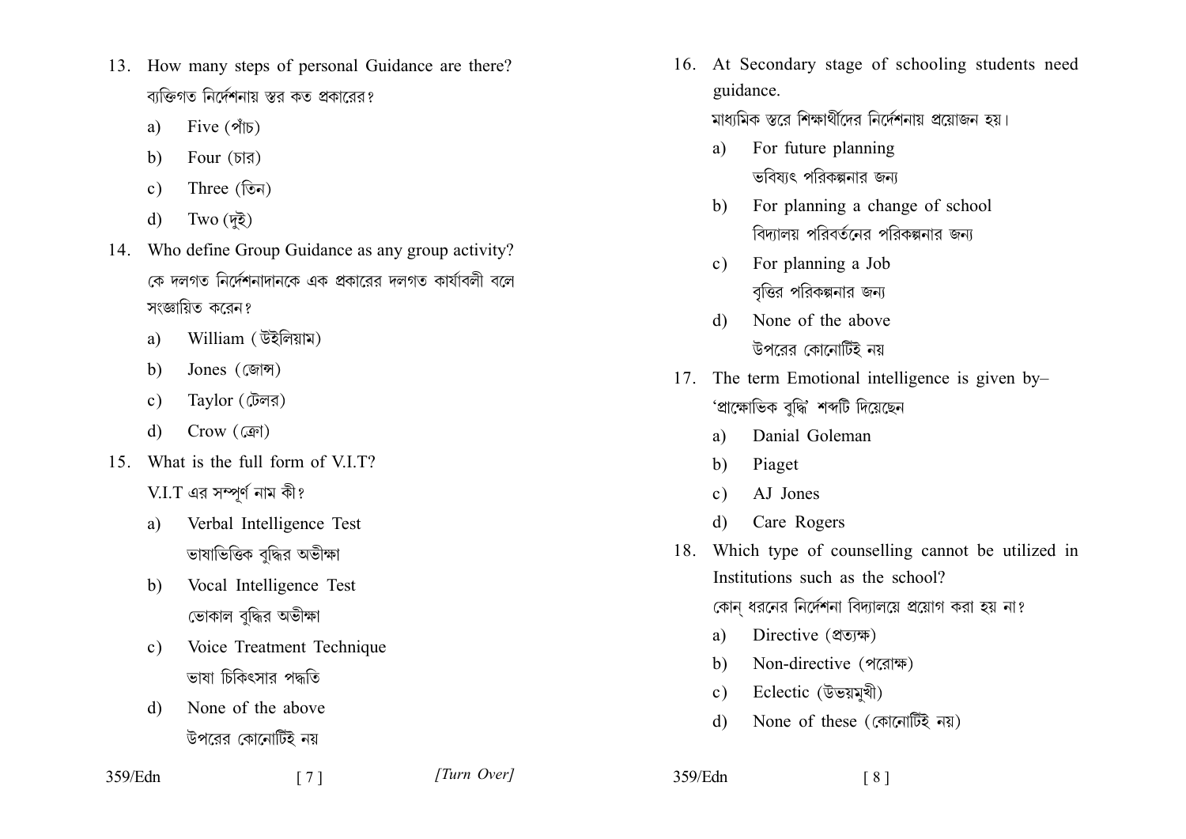13. How many steps of personal Guidance are there?

ব্যক্তিগত নির্দেশনায় স্তর কত প্রকারের?

a) Five (পাঁচ)

b) Four (চার)

c) Three (তিন)

d) Two (দুই)

14. Who define Group Guidance as any group activity?

কে দলগত নির্দেশনাদানকে এক প্রকারের দলগত কার্যাবলী বলে সংজ্ঞায়িত করেন?

a) William (উইলিয়াম)

b) Jones (জোন্স)

c) Taylor (টেলর)

d) Crow (ক্রো)

15. What is the full form of V.I.T?

V.I.T এর সম্পূর্ণ নাম কী?

a) Verbal Intelligence Test

ভাষাভিত্তিক বুদ্ধির অভীক্ষা

b) Vocal Intelligence Test

ভোকাল বুদ্ধির অভীক্ষা

c) Voice Treatment Technique

ভাষা চিকিৎসার পদ্ধতি

d) None of the above

উপরের কোনোটিই নয়

16. At Secondary stage of schooling students need guidance.

মাধ্যমিক স্তরে শিক্ষার্থীদের নির্দেশনায় প্রয়োজন হয়।

a) For future planning

ভবিষ্যৎ পরিকল্পনার জন্য

b) For planning a change of school

বিদ্যালয় পরিবর্তনের পরিকল্পনার জন্য

c) For planning a Job

বৃত্তির পরিকল্পনার জন্য

d) None of the above

উপরের কোনোটিই নয়

17. The term Emotional intelligence is given by–

'প্রাক্ষোভিক বুদ্ধি' শব্দটি দিয়েছেন

a) Danial Goleman

b) Piaget

c) AJ Jones

d) Care Rogers

18. Which type of counselling cannot be utilized in Institutions such as the school?

কোন্ ধরনের নির্দেশনা বিদ্যালয়ে প্রয়োগ করা হয় না?

a) Directive (প্রত্যক্ষ)

b) Non-directive (পরোক্ষ)

c) Eclectic (উভয়মুখী)

d) None of these (কোনোটিই নয়)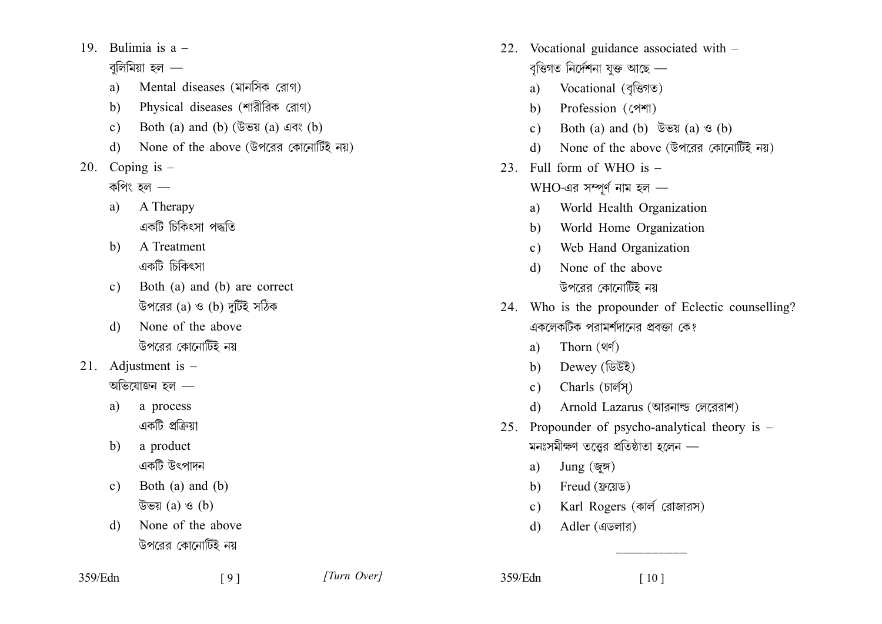19. Bulimia is a –
বুলিমিয়া হল —
   a) Mental diseases (মানসিক রোগ)
   b) Physical diseases (শারীরিক রোগ)
   c) Both (a) and (b) (উভয় (a) এবং (b)
   d) None of the above (উপরের কোনোটিই নয়)

20. Coping is –
কপিং হল —
   a) A Therapy
   একটি চিকিৎসা পদ্ধতি
   b) A Treatment
   একটি চিকিৎসা
   c) Both (a) and (b) are correct
   উপরের (a) ও (b) দুটিই সঠিক
   d) None of the above
   উপরের কোনোটিই নয়

21. Adjustment is –
অভিযোজন হল —
   a) a process
   একটি প্রক্রিয়া
   b) a product
   একটি উৎপাদন
   c) Both (a) and (b)
   উভয় (a) ও (b)
   d) None of the above
   উপরের কোনোটিই নয়

22. Vocational guidance associated with –
বৃত্তিগত নির্দেশনা যুক্ত আছে —
   a) Vocational (বৃত্তিগত)
   b) Profession (পেশা)
   c) Both (a) and (b) উভয় (a) ও (b)
   d) None of the above (উপরের কোনোটিই নয়)

23. Full form of WHO is –
WHO-এর সম্পূর্ণ নাম হল —
   a) World Health Organization
   b) World Home Organization
   c) Web Hand Organization
   d) None of the above
   উপরের কোনোটিই নয়

24. Who is the propounder of Eclectic counselling?
একলেকটিক পরামর্শদানের প্রবক্তা কে?
   a) Thorn (থর্ণ)
   b) Dewey (ডিউই)
   c) Charls (চার্লস্)
   d) Arnold Lazarus (আরনাল্ড লেরেরাশ)

25. Propounder of psycho-analytical theory is –
মনঃসমীক্ষণ তত্ত্বের প্রতিষ্ঠাতা হলেন —
   a) Jung (জুঙ্গ)
   b) Freud (ফ্রয়েড)
   c) Karl Rogers (কার্ল রোজারস)
   d) Adler (এডলার)

———————